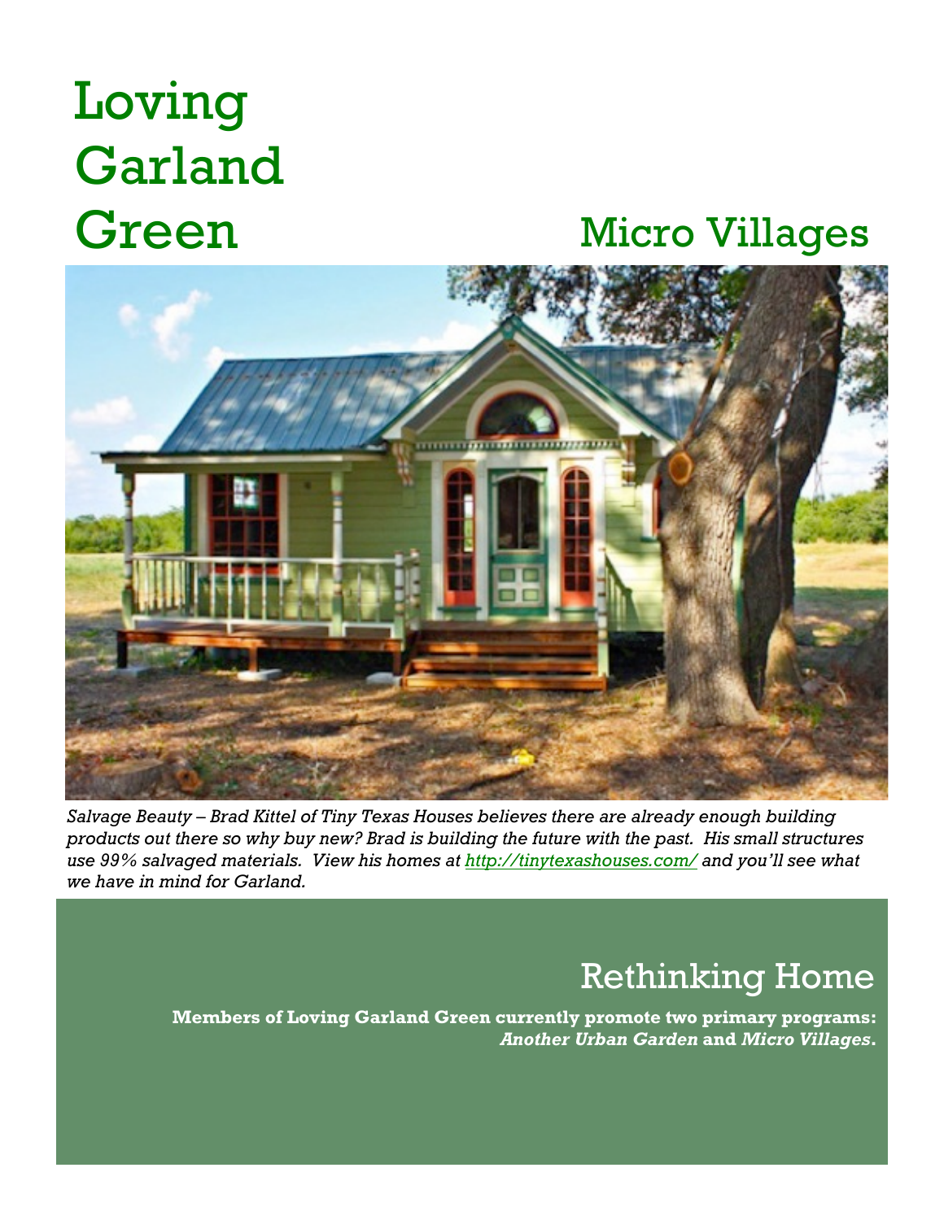# Loving Garland Green

## Micro Villages

*Salvage Beauty – Brad Kittel of Tiny Texas Houses believes there are already enough building products out there so why buy new? Brad is building the future with the past. His small structures use 99% salvaged materials. View his homes at [http://tinytexashouses.com/](http://tinytexashouses.com/) and you'll see what we have in mind for Garland.*

## Rethinking Home

**Members of Loving Garland Green currently promote two primary programs: *Another Urban Garden* and *Micro Villages*.**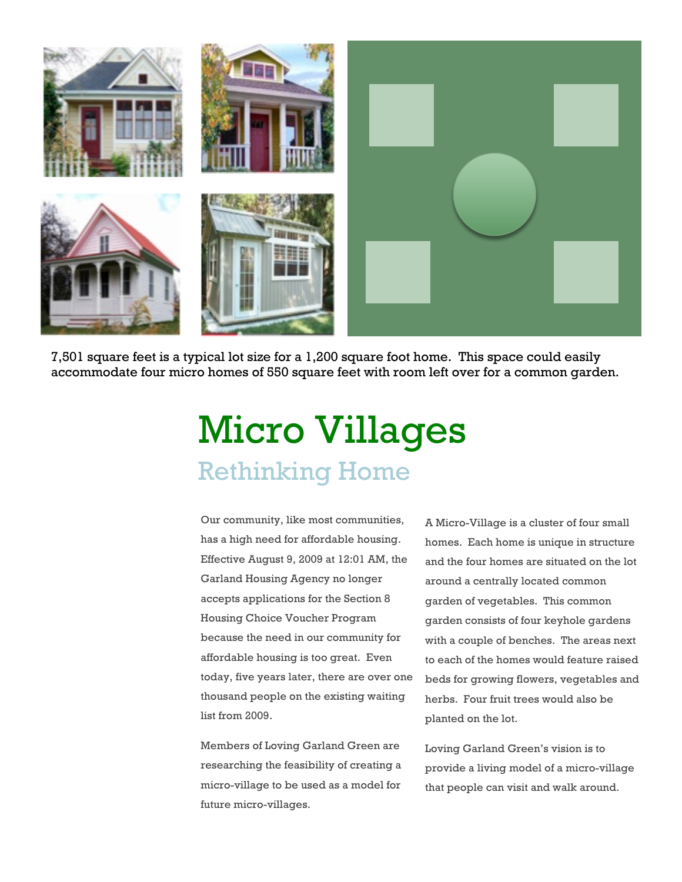7,501 square feet is a typical lot size for a 1,200 square foot home. This space could easily accommodate four micro homes of 550 square feet with room left over for a common garden.

# Micro Villages

## Rethinking Home

Our community, like most communities, has a high need for affordable housing. Effective August 9, 2009 at 12:01 AM, the Garland Housing Agency no longer accepts applications for the Section 8 Housing Choice Voucher Program because the need in our community for affordable housing is too great. Even today, five years later, there are over one thousand people on the existing waiting list from 2009.

Members of Loving Garland Green are researching the feasibility of creating a micro-village to be used as a model for future micro-villages.

A Micro-Village is a cluster of four small homes. Each home is unique in structure and the four homes are situated on the lot around a centrally located common garden of vegetables. This common garden consists of four keyhole gardens with a couple of benches. The areas next to each of the homes would feature raised beds for growing flowers, vegetables and herbs. Four fruit trees would also be planted on the lot.

Loving Garland Green's vision is to provide a living model of a micro-village that people can visit and walk around.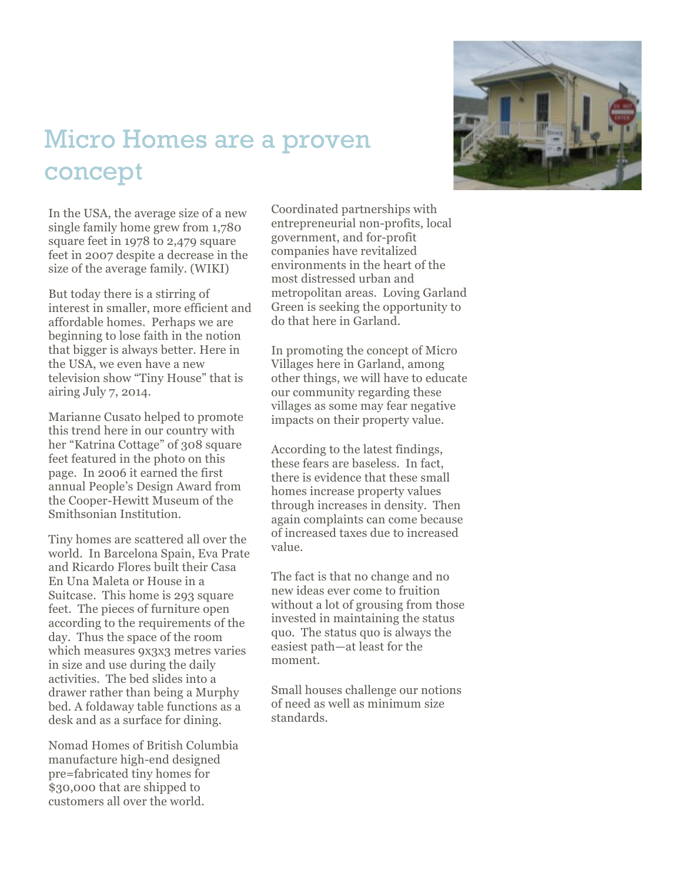# Micro Homes are a proven concept

In the USA, the average size of a new single family home grew from 1,780 square feet in 1978 to 2,479 square feet in 2007 despite a decrease in the size of the average family. (WIKI)

But today there is a stirring of interest in smaller, more efficient and affordable homes. Perhaps we are beginning to lose faith in the notion that bigger is always better. Here in the USA, we even have a new television show "Tiny House" that is airing July 7, 2014.

Marianne Cusato helped to promote this trend here in our country with her "Katrina Cottage" of 308 square feet featured in the photo on this page. In 2006 it earned the first annual People's Design Award from the Cooper-Hewitt Museum of the Smithsonian Institution.

Tiny homes are scattered all over the world. In Barcelona Spain, Eva Prate and Ricardo Flores built their Casa En Una Maleta or House in a Suitcase. This home is 293 square feet. The pieces of furniture open according to the requirements of the day. Thus the space of the room which measures 9x3x3 metres varies in size and use during the daily activities. The bed slides into a drawer rather than being a Murphy bed. A foldaway table functions as a desk and as a surface for dining.

Nomad Homes of British Columbia manufacture high-end designed pre=fabricated tiny homes for $30,000 that are shipped to customers all over the world.

Coordinated partnerships with entrepreneurial non-profits, local government, and for-profit companies have revitalized environments in the heart of the most distressed urban and metropolitan areas. Loving Garland Green is seeking the opportunity to do that here in Garland.

In promoting the concept of Micro Villages here in Garland, among other things, we will have to educate our community regarding these villages as some may fear negative impacts on their property value.

According to the latest findings, these fears are baseless. In fact, there is evidence that these small homes increase property values through increases in density. Then again complaints can come because of increased taxes due to increased value.

The fact is that no change and no new ideas ever come to fruition without a lot of grousing from those invested in maintaining the status quo. The status quo is always the easiest path—at least for the moment.

Small houses challenge our notions of need as well as minimum size standards.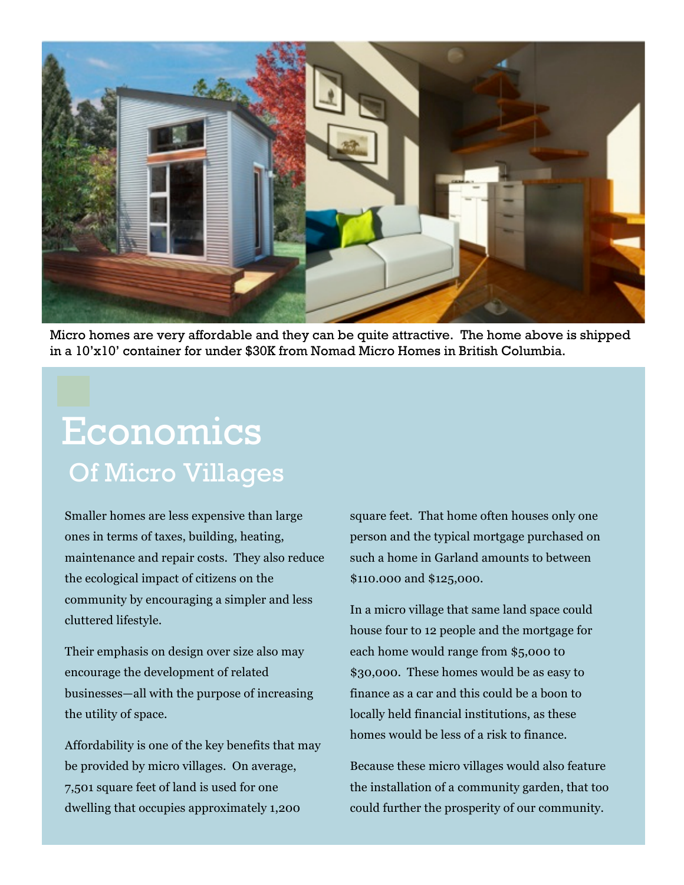Micro homes are very affordable and they can be quite attractive. The home above is shipped in a 10'x10' container for under $30K from Nomad Micro Homes in British Columbia.

# Economics

## Of Micro Villages

Smaller homes are less expensive than large ones in terms of taxes, building, heating, maintenance and repair costs. They also reduce the ecological impact of citizens on the community by encouraging a simpler and less cluttered lifestyle.

Their emphasis on design over size also may encourage the development of related businesses—all with the purpose of increasing the utility of space.

Affordability is one of the key benefits that may be provided by micro villages. On average, 7,501 square feet of land is used for one dwelling that occupies approximately 1,200 square feet. That home often houses only one person and the typical mortgage purchased on such a home in Garland amounts to between $110.000 and $125,000.

In a micro village that same land space could house four to 12 people and the mortgage for each home would range from $5,000 to $30,000. These homes would be as easy to finance as a car and this could be a boon to locally held financial institutions, as these homes would be less of a risk to finance.

Because these micro villages would also feature the installation of a community garden, that too could further the prosperity of our community.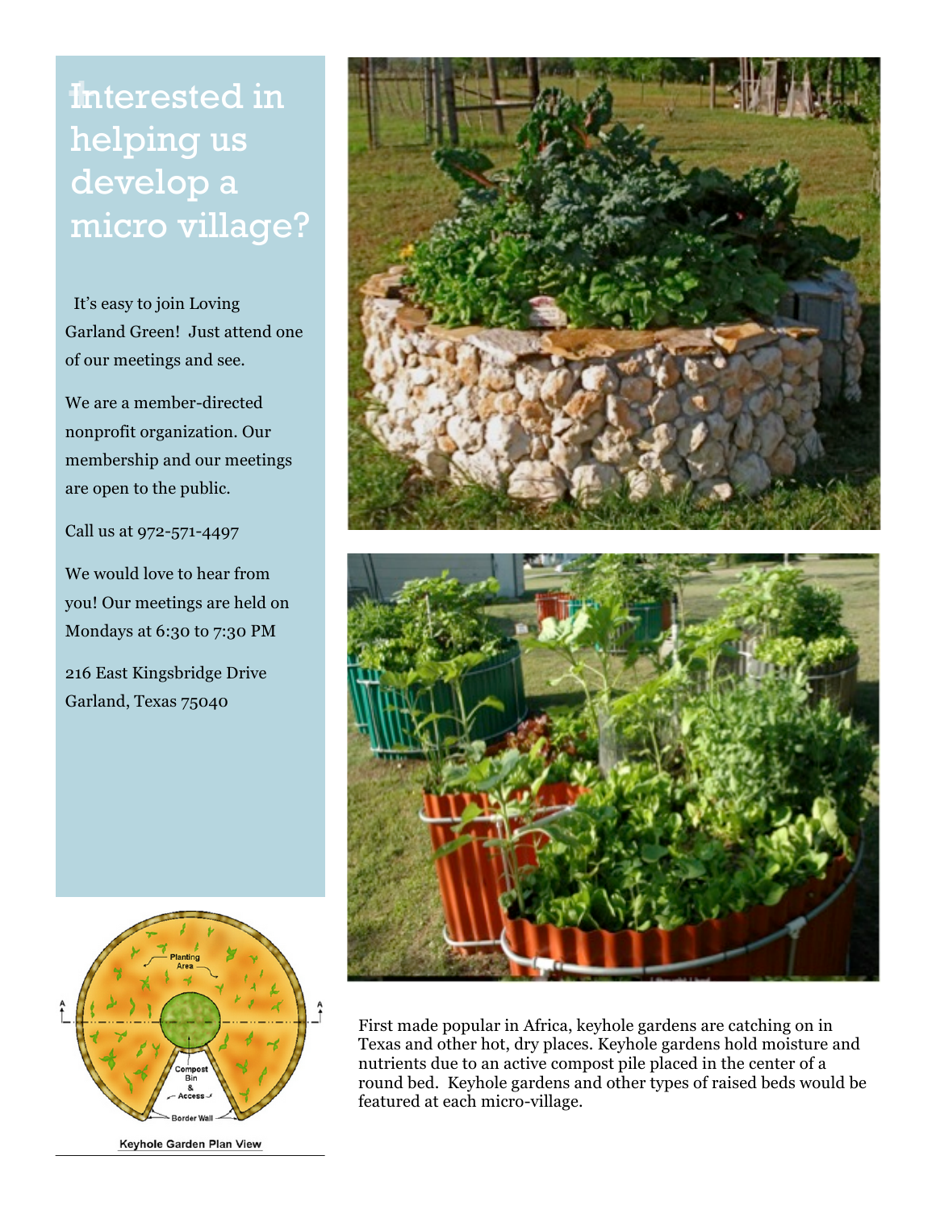# Interested in helping us develop a micro village?

It's easy to join Loving Garland Green! Just attend one of our meetings and see.

We are a member-directed nonprofit organization. Our membership and our meetings are open to the public.

Call us at 972-571-4497

We would love to hear from you! Our meetings are held on Mondays at 6:30 to 7:30 PM

216 East Kingsbridge Drive
Garland, Texas 75040

Keyhole Garden Plan View

First made popular in Africa, keyhole gardens are catching on in Texas and other hot, dry places. Keyhole gardens hold moisture and nutrients due to an active compost pile placed in the center of a round bed. Keyhole gardens and other types of raised beds would be featured at each micro-village.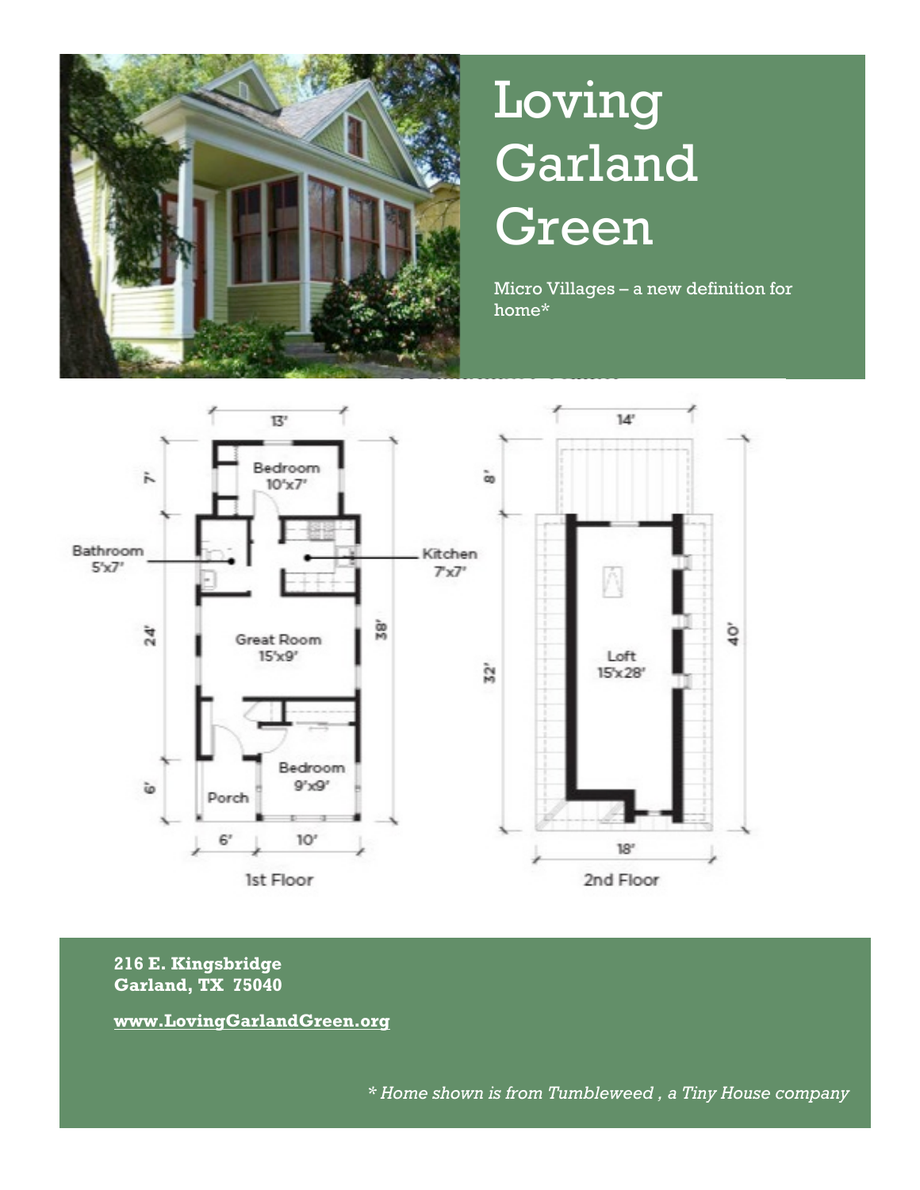# Loving Garland Green

Micro Villages – a new definition for home*

1st Floor

13'

Bedroom 10'x7'

7'

Bathroom 5'x7'

Kitchen 7'x7'

Great Room 15'x9'

24'

38'

Bedroom 9'x9'

Porch

6'

6'

10'

2nd Floor

14'

8'

Loft 15'x28'

32'

40'

18'

**216 E. Kingsbridge**
**Garland, TX 75040**

**www.LovingGarlandGreen.org**

*\* Home shown is from Tumbleweed , a Tiny House company*